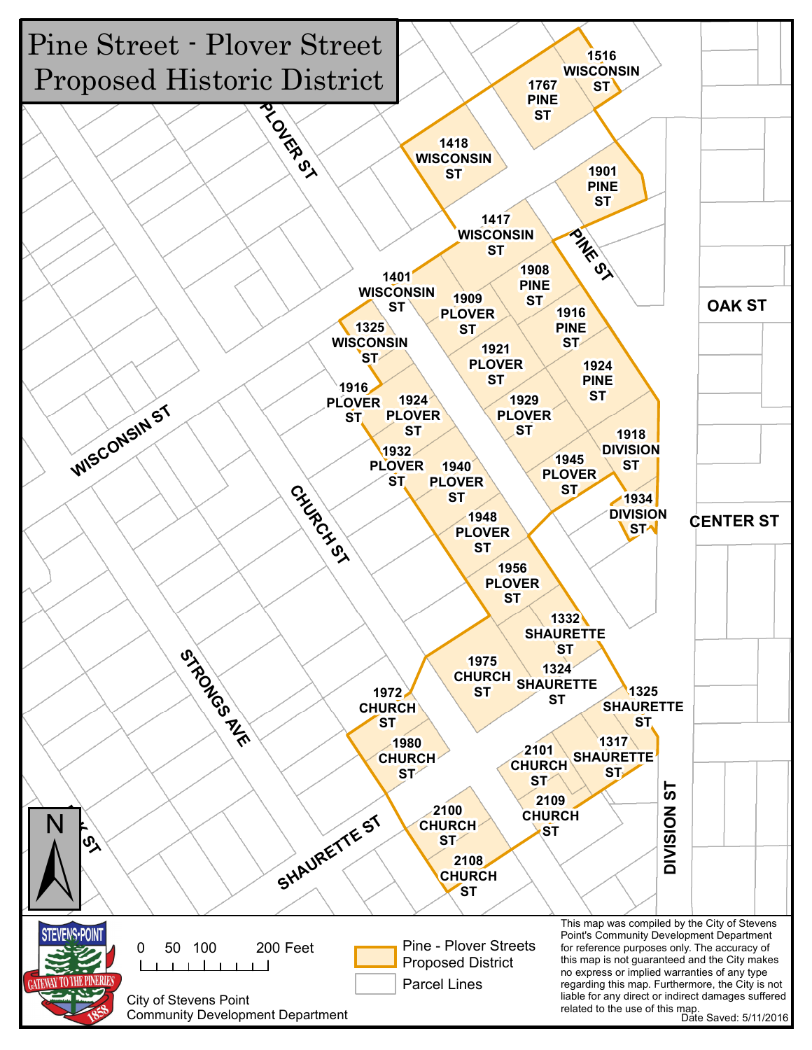# Pine Street - Plover Street Proposed Historic District

PLOVER ST

1516 WISCONSIN ST

1767 PINE ST

1418 WISCONSIN ST

1901 PINE ST

1417 WISCONSIN ST

PINE ST

1401 WISCONSIN ST

1908 PINE ST

1909 PLOVER ST

1916 PINE ST

OAK ST

1325 WISCONSIN ST

1921 PLOVER ST

1924 PINE ST

1916 PLOVER ST

1924 PLOVER ST

1929 PLOVER ST

WISCONSIN ST

1918 DIVISION ST

1932 PLOVER ST

1940 PLOVER ST

1945 PLOVER ST

CHURCH ST

1934 DIVISION ST

CENTER ST

1948 PLOVER ST

1956 PLOVER ST

1332 SHAURETTE ST

STRONGS AVE

1975 CHURCH ST

1324 SHAURETTE ST

1972 CHURCH ST

1325 SHAURETTE ST

1980 CHURCH ST

1317 SHAURETTE ST

2101 CHURCH ST

DIVISION ST

2109 CHURCH ST

2100 CHURCH ST

SHAURETTE ST

2108 CHURCH ST

N

0 50 100 200 Feet

City of Stevens Point
Community Development Department

Pine - Plover Streets Proposed District

Parcel Lines

This map was compiled by the City of Stevens Point's Community Development Department for reference purposes only. The accuracy of this map is not guaranteed and the City makes no express or implied warranties of any type regarding this map. Furthermore, the City is not liable for any direct or indirect damages suffered related to the use of this map.

Date Saved: 5/11/2016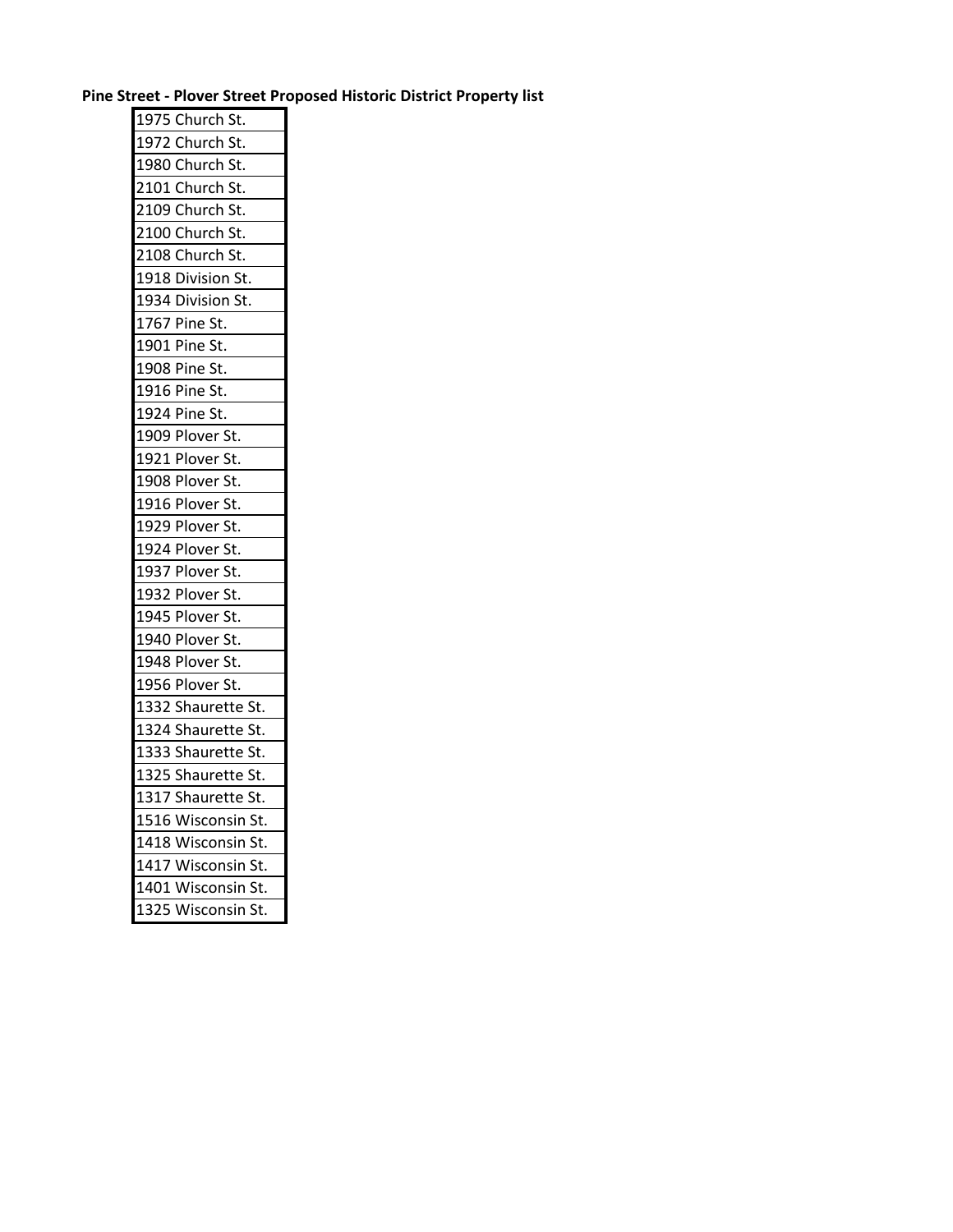**Pine Street - Plover Street Proposed Historic District Property list**

| |
|---|
| 1975 Church St. |
| 1972 Church St. |
| 1980 Church St. |
| 2101 Church St. |
| 2109 Church St. |
| 2100 Church St. |
| 2108 Church St. |
| 1918 Division St. |
| 1934 Division St. |
| 1767 Pine St. |
| 1901 Pine St. |
| 1908 Pine St. |
| 1916 Pine St. |
| 1924 Pine St. |
| 1909 Plover St. |
| 1921 Plover St. |
| 1908 Plover St. |
| 1916 Plover St. |
| 1929 Plover St. |
| 1924 Plover St. |
| 1937 Plover St. |
| 1932 Plover St. |
| 1945 Plover St. |
| 1940 Plover St. |
| 1948 Plover St. |
| 1956 Plover St. |
| 1332 Shaurette St. |
| 1324 Shaurette St. |
| 1333 Shaurette St. |
| 1325 Shaurette St. |
| 1317 Shaurette St. |
| 1516 Wisconsin St. |
| 1418 Wisconsin St. |
| 1417 Wisconsin St. |
| 1401 Wisconsin St. |
| 1325 Wisconsin St. |